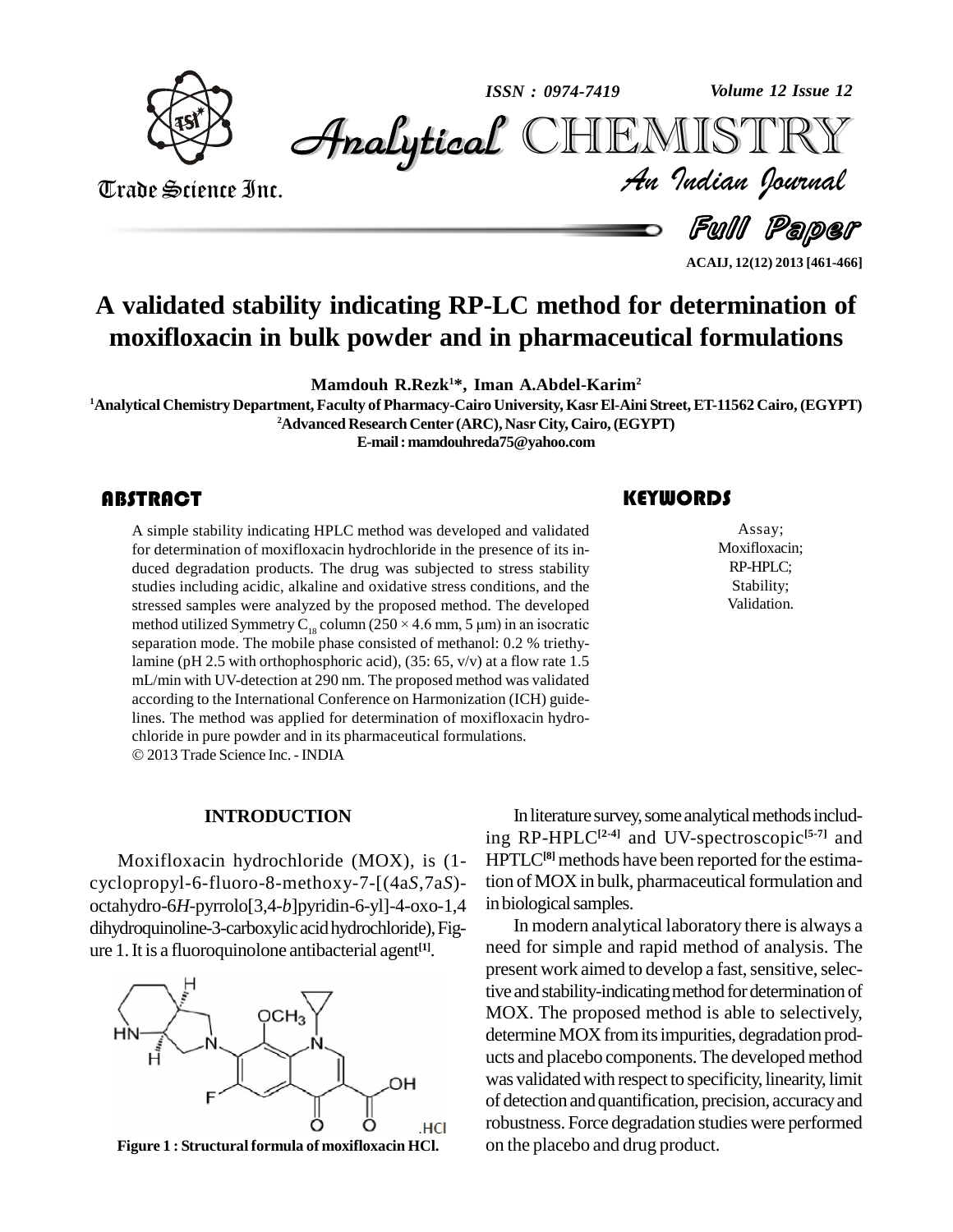# A validated stability indicating RP-LC method for determination of moxifloxacin in bulk powder and in pharmaceutical formulations

**Mamdouh R.Rezk[1]*, Iman A.Abdel-Karim[2]**

[1]Analytical Chemistry Department, Faculty of Pharmacy-Cairo University, Kasr El-Aini Street, ET-11562 Cairo, (EGYPT)
[2]Advanced Research Center (ARC), Nasr City, Cairo, (EGYPT)
E-mail : mamdouhreda75@yahoo.com

## ABSTRACT

A simple stability indicating HPLC method was developed and validated for determination of moxifloxacin hydrochloride in the presence of its induced degradation products. The drug was subjected to stress stability studies including acidic, alkaline and oxidative stress conditions, and the stressed samples were analyzed by the proposed method. The developed method utilized Symmetry $C_{18}$ column (250 × 4.6 mm, 5 µm) in an isocratic separation mode. The mobile phase consisted of methanol: 0.2 % triethylamine (pH 2.5 with orthophosphoric acid), (35: 65, v/v) at a flow rate 1.5 mL/min with UV-detection at 290 nm. The proposed method was validated according to the International Conference on Harmonization (ICH) guidelines. The method was applied for determination of moxifloxacin hydrochloride in pure powder and in its pharmaceutical formulations.
© 2013 Trade Science Inc. - INDIA

## KEYWORDS

Assay;
Moxifloxacin;
RP-HPLC;
Stability;
Validation.

## INTRODUCTION

Moxifloxacin hydrochloride (MOX), is (1-cyclopropyl-6-fluoro-8-methoxy-7-[(4a*S*,7a*S*)-octahydro-6*H*-pyrrolo[3,4-*b*]pyridin-6-yl]-4-oxo-1,4 dihydroquinoline-3-carboxylic acid hydrochloride), Figure 1. It is a fluoroquinolone antibacterial agent[1].

**Figure 1 : Structural formula of moxifloxacin HCl.**

In literature survey, some analytical methods including RP-HPLC[2-4] and UV-spectroscopic[5-7] and HPTLC[8] methods have been reported for the estimation of MOX in bulk, pharmaceutical formulation and in biological samples.

In modern analytical laboratory there is always a need for simple and rapid method of analysis. The present work aimed to develop a fast, sensitive, selective and stability-indicating method for determination of MOX. The proposed method is able to selectively, determine MOX from its impurities, degradation products and placebo components. The developed method was validated with respect to specificity, linearity, limit of detection and quantification, precision, accuracy and robustness. Force degradation studies were performed on the placebo and drug product.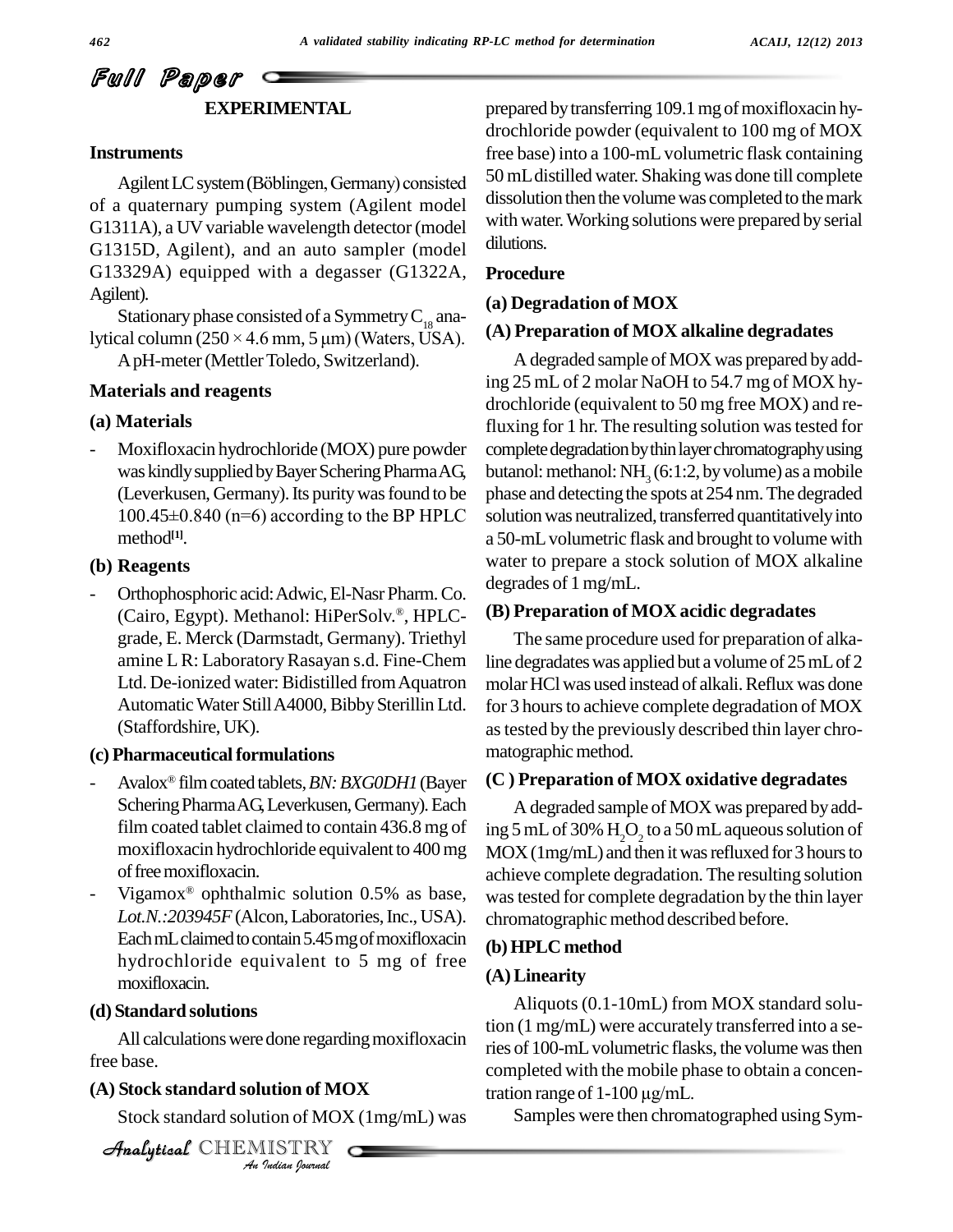## EXPERIMENTAL

### Instruments

Agilent LC system (Böblingen, Germany) consisted of a quaternary pumping system (Agilent model G1311A), a UV variable wavelength detector (model G1315D, Agilent), and an auto sampler (model G13329A) equipped with a degasser (G1322A, Agilent).

Stationary phase consisted of a Symmetry $C_{18}$ analytical column (250 × 4.6 mm, 5 μm) (Waters, USA).

A pH-meter (Mettler Toledo, Switzerland).

### Materials and reagents

#### (a) Materials

- Moxifloxacin hydrochloride (MOX) pure powder was kindly supplied by Bayer Schering Pharma AG, (Leverkusen, Germany). Its purity was found to be 100.45±0.840 (n=6) according to the BP HPLC method[1].

#### (b) Reagents

- Orthophosphoric acid: Adwic, El-Nasr Pharm. Co. (Cairo, Egypt). Methanol: HiPerSolv.®, HPLC-grade, E. Merck (Darmstadt, Germany). Triethyl amine L R: Laboratory Rasayan s.d. Fine-Chem Ltd. De-ionized water: Bidistilled from Aquatron Automatic Water Still A4000, Bibby Sterillin Ltd. (Staffordshire, UK).

#### (c) Pharmaceutical formulations

- Avalox® film coated tablets, *BN: BXG0DH1* (Bayer Schering Pharma AG, Leverkusen, Germany). Each film coated tablet claimed to contain 436.8 mg of moxifloxacin hydrochloride equivalent to 400 mg of free moxifloxacin.
- Vigamox® ophthalmic solution 0.5% as base, *Lot.N.:203945F* (Alcon, Laboratories, Inc., USA). Each mL claimed to contain 5.45 mg of moxifloxacin hydrochloride equivalent to 5 mg of free moxifloxacin.

#### (d) Standard solutions

All calculations were done regarding moxifloxacin free base.

#### (A) Stock standard solution of MOX

Stock standard solution of MOX (1mg/mL) was prepared by transferring 109.1 mg of moxifloxacin hydrochloride powder (equivalent to 100 mg of MOX free base) into a 100-mL volumetric flask containing 50 mL distilled water. Shaking was done till complete dissolution then the volume was completed to the mark with water. Working solutions were prepared by serial dilutions.

### Procedure

#### (a) Degradation of MOX

#### (A) Preparation of MOX alkaline degradates

A degraded sample of MOX was prepared by adding 25 mL of 2 molar NaOH to 54.7 mg of MOX hydrochloride (equivalent to 50 mg free MOX) and refluxing for 1 hr. The resulting solution was tested for complete degradation by thin layer chromatography using butanol: methanol: $NH_3$ (6:1:2, by volume) as a mobile phase and detecting the spots at 254 nm. The degraded solution was neutralized, transferred quantitatively into a 50-mL volumetric flask and brought to volume with water to prepare a stock solution of MOX alkaline degrades of 1 mg/mL.

#### (B) Preparation of MOX acidic degradates

The same procedure used for preparation of alkaline degradates was applied but a volume of 25 mL of 2 molar HCl was used instead of alkali. Reflux was done for 3 hours to achieve complete degradation of MOX as tested by the previously described thin layer chromatographic method.

#### (C) Preparation of MOX oxidative degradates

A degraded sample of MOX was prepared by adding 5 mL of 30% $H_2O_2$ to a 50 mL aqueous solution of MOX (1mg/mL) and then it was refluxed for 3 hours to achieve complete degradation. The resulting solution was tested for complete degradation by the thin layer chromatographic method described before.

#### (b) HPLC method

#### (A) Linearity

Aliquots (0.1-10mL) from MOX standard solution (1 mg/mL) were accurately transferred into a series of 100-mL volumetric flasks, the volume was then completed with the mobile phase to obtain a concentration range of 1-100 μg/mL.

Samples were then chromatographed using Sym-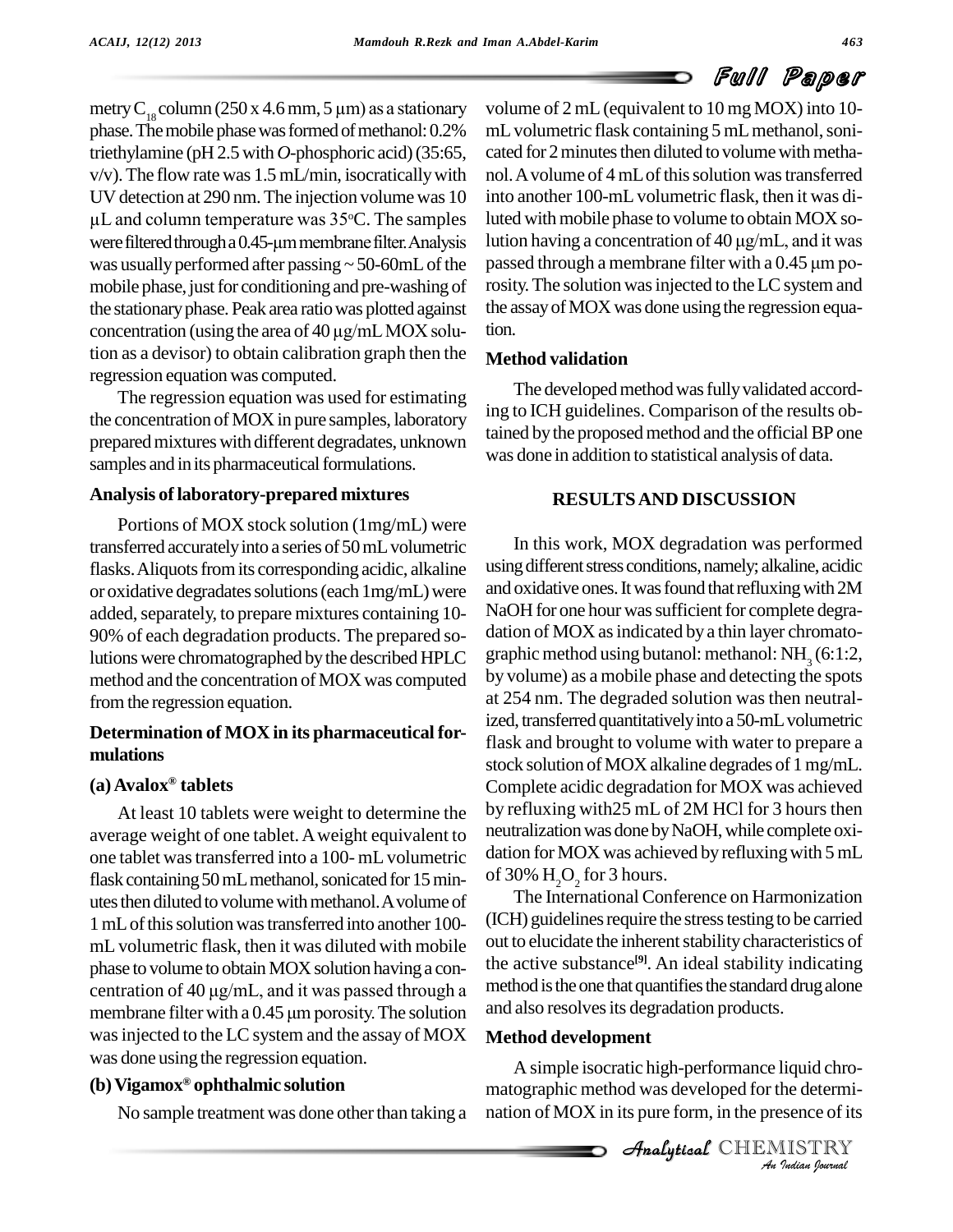metry $C_{18}$ column (250 x 4.6 mm, 5 μm) as a stationary phase. The mobile phase was formed of methanol: 0.2% triethylamine (pH 2.5 with *O*-phosphoric acid) (35:65, v/v). The flow rate was 1.5 mL/min, isocratically with UV detection at 290 nm. The injection volume was 10 μL and column temperature was 35°C. The samples were filtered through a 0.45-μm membrane filter. Analysis was usually performed after passing ~ 50-60mL of the mobile phase, just for conditioning and pre-washing of the stationary phase. Peak area ratio was plotted against concentration (using the area of 40 μg/mL MOX solution as a devisor) to obtain calibration graph then the regression equation was computed.

The regression equation was used for estimating the concentration of MOX in pure samples, laboratory prepared mixtures with different degradates, unknown samples and in its pharmaceutical formulations.

### Analysis of laboratory-prepared mixtures

Portions of MOX stock solution (1mg/mL) were transferred accurately into a series of 50 mL volumetric flasks. Aliquots from its corresponding acidic, alkaline or oxidative degradates solutions (each 1mg/mL) were added, separately, to prepare mixtures containing 10-90% of each degradation products. The prepared solutions were chromatographed by the described HPLC method and the concentration of MOX was computed from the regression equation.

### Determination of MOX in its pharmaceutical formulations

#### (a) Avalox® tablets

At least 10 tablets were weight to determine the average weight of one tablet. A weight equivalent to one tablet was transferred into a 100- mL volumetric flask containing 50 mL methanol, sonicated for 15 minutes then diluted to volume with methanol. A volume of 1 mL of this solution was transferred into another 100-mL volumetric flask, then it was diluted with mobile phase to volume to obtain MOX solution having a concentration of 40 μg/mL, and it was passed through a membrane filter with a 0.45 μm porosity. The solution was injected to the LC system and the assay of MOX was done using the regression equation.

#### (b) Vigamox® ophthalmic solution

No sample treatment was done other than taking a volume of 2 mL (equivalent to 10 mg MOX) into 10-mL volumetric flask containing 5 mL methanol, sonicated for 2 minutes then diluted to volume with methanol. A volume of 4 mL of this solution was transferred into another 100-mL volumetric flask, then it was diluted with mobile phase to volume to obtain MOX solution having a concentration of 40 μg/mL, and it was passed through a membrane filter with a 0.45 μm porosity. The solution was injected to the LC system and the assay of MOX was done using the regression equation.

### Method validation

The developed method was fully validated according to ICH guidelines. Comparison of the results obtained by the proposed method and the official BP one was done in addition to statistical analysis of data.

## RESULTS AND DISCUSSION

In this work, MOX degradation was performed using different stress conditions, namely; alkaline, acidic and oxidative ones. It was found that refluxing with 2M NaOH for one hour was sufficient for complete degradation of MOX as indicated by a thin layer chromatographic method using butanol: methanol: $NH_3$ (6:1:2, by volume) as a mobile phase and detecting the spots at 254 nm. The degraded solution was then neutralized, transferred quantitatively into a 50-mL volumetric flask and brought to volume with water to prepare a stock solution of MOX alkaline degrades of 1 mg/mL. Complete acidic degradation for MOX was achieved by refluxing with25 mL of 2M HCl for 3 hours then neutralization was done by NaOH, while complete oxidation for MOX was achieved by refluxing with 5 mL of 30% $H_2O_2$ for 3 hours.

The International Conference on Harmonization (ICH) guidelines require the stress testing to be carried out to elucidate the inherent stability characteristics of the active substance[9]. An ideal stability indicating method is the one that quantifies the standard drug alone and also resolves its degradation products.

### Method development

A simple isocratic high-performance liquid chromatographic method was developed for the determination of MOX in its pure form, in the presence of its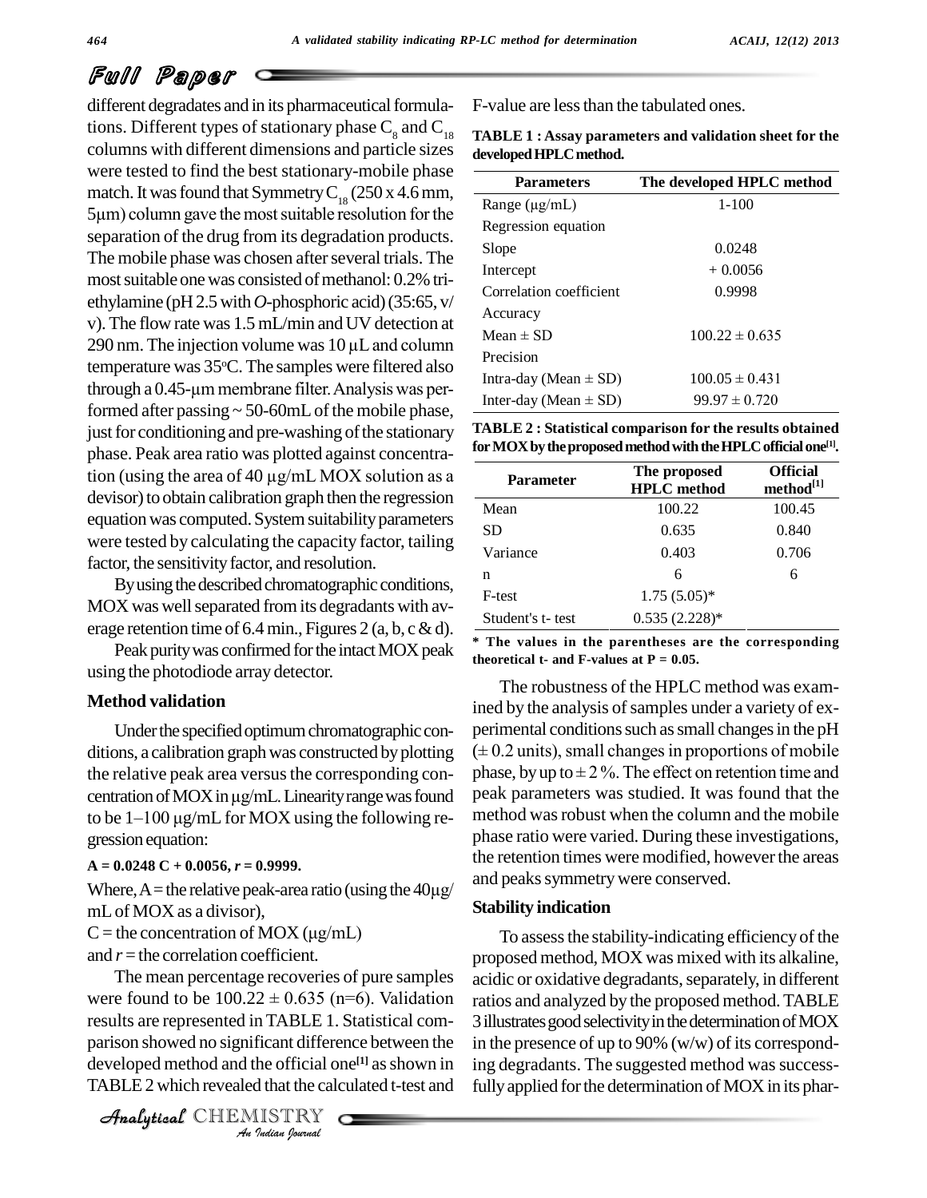different degradates and in its pharmaceutical formulations. Different types of stationary phase $C_8$ and $C_{18}$ columns with different dimensions and particle sizes were tested to find the best stationary-mobile phase match. It was found that Symmetry $C_{18}$ (250 x 4.6 mm, 5µm) column gave the most suitable resolution for the separation of the drug from its degradation products. The mobile phase was chosen after several trials. The most suitable one was consisted of methanol: 0.2% triethylamine (pH 2.5 with *O*-phosphoric acid) (35:65, v/v). The flow rate was 1.5 mL/min and UV detection at 290 nm. The injection volume was 10 µL and column temperature was 35°C. The samples were filtered also through a 0.45-µm membrane filter. Analysis was performed after passing ~ 50-60mL of the mobile phase, just for conditioning and pre-washing of the stationary phase. Peak area ratio was plotted against concentration (using the area of 40 µg/mL MOX solution as a devisor) to obtain calibration graph then the regression equation was computed. System suitability parameters were tested by calculating the capacity factor, tailing factor, the sensitivity factor, and resolution.

By using the described chromatographic conditions, MOX was well separated from its degradants with average retention time of 6.4 min., Figures 2 (a, b, c & d).

Peak purity was confirmed for the intact MOX peak using the photodiode array detector.

### Method validation

Under the specified optimum chromatographic conditions, a calibration graph was constructed by plotting the relative peak area versus the corresponding concentration of MOX in µg/mL. Linearity range was found to be 1–100 µg/mL for MOX using the following regression equation:

**$A = 0.0248\ C + 0.0056$, $r = 0.9999$.**

Where, A = the relative peak-area ratio (using the 40µg/mL of MOX as a divisor),

C = the concentration of MOX (µg/mL)

and $r$ = the correlation coefficient.

The mean percentage recoveries of pure samples were found to be 100.22 ± 0.635 (n=6). Validation results are represented in TABLE 1. Statistical comparison showed no significant difference between the developed method and the official one[1] as shown in TABLE 2 which revealed that the calculated t-test and F-value are less than the tabulated ones.

**TABLE 1 : Assay parameters and validation sheet for the developed HPLC method.**

| Parameters | The developed HPLC method |
|---|---|
| Range (µg/mL) | 1-100 |
| Regression equation | |
| Slope | 0.0248 |
| Intercept | + 0.0056 |
| Correlation coefficient | 0.9998 |
| Accuracy | |
| Mean ± SD | 100.22 ± 0.635 |
| Precision | |
| Intra-day (Mean ± SD) | 100.05 ± 0.431 |
| Inter-day (Mean ± SD) | 99.97 ± 0.720 |

**TABLE 2 : Statistical comparison for the results obtained for MOX by the proposed method with the HPLC official one[1].**

| Parameter | The proposed HPLC method | Official method[1] |
|---|---|---|
| Mean | 100.22 | 100.45 |
| SD | 0.635 | 0.840 |
| Variance | 0.403 | 0.706 |
| n | 6 | 6 |
| F-test | 1.75 (5.05)* | |
| Student's t- test | 0.535 (2.228)* | |

**\* The values in the parentheses are the corresponding theoretical t- and F-values at P = 0.05.**

The robustness of the HPLC method was examined by the analysis of samples under a variety of experimental conditions such as small changes in the pH (± 0.2 units), small changes in proportions of mobile phase, by up to ± 2 %. The effect on retention time and peak parameters was studied. It was found that the method was robust when the column and the mobile phase ratio were varied. During these investigations, the retention times were modified, however the areas and peaks symmetry were conserved.

### Stability indication

To assess the stability-indicating efficiency of the proposed method, MOX was mixed with its alkaline, acidic or oxidative degradants, separately, in different ratios and analyzed by the proposed method. TABLE 3 illustrates good selectivity in the determination of MOX in the presence of up to 90% (w/w) of its corresponding degradants. The suggested method was successfully applied for the determination of MOX in its phar-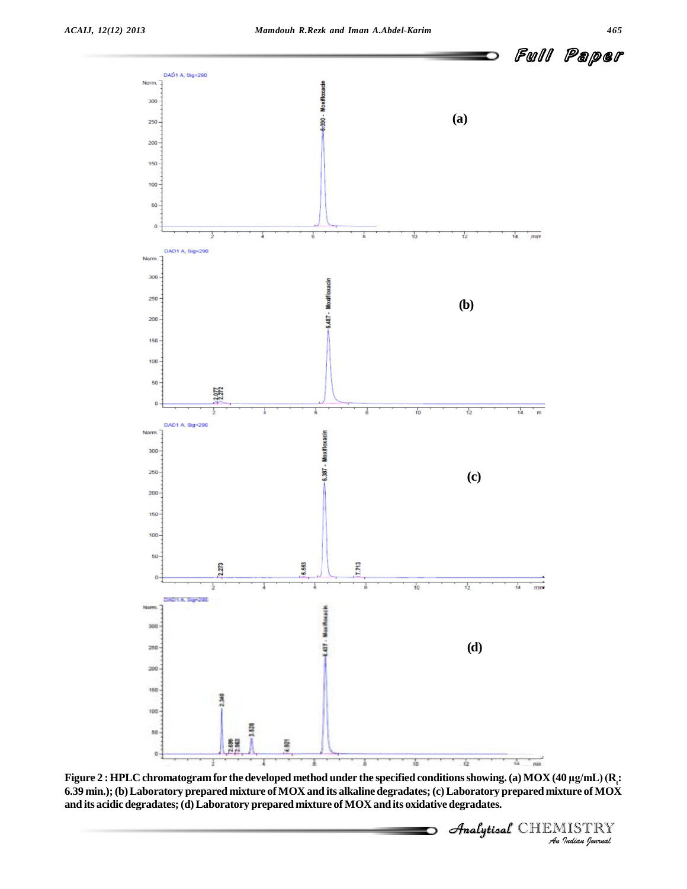Figure 2 : HPLC chromatogram for the developed method under the specified conditions showing. (a) MOX (40 µg/mL) ($R_t$: 6.39 min.); (b) Laboratory prepared mixture of MOX and its alkaline degradates; (c) Laboratory prepared mixture of MOX and its acidic degradates; (d) Laboratory prepared mixture of MOX and its oxidative degradates.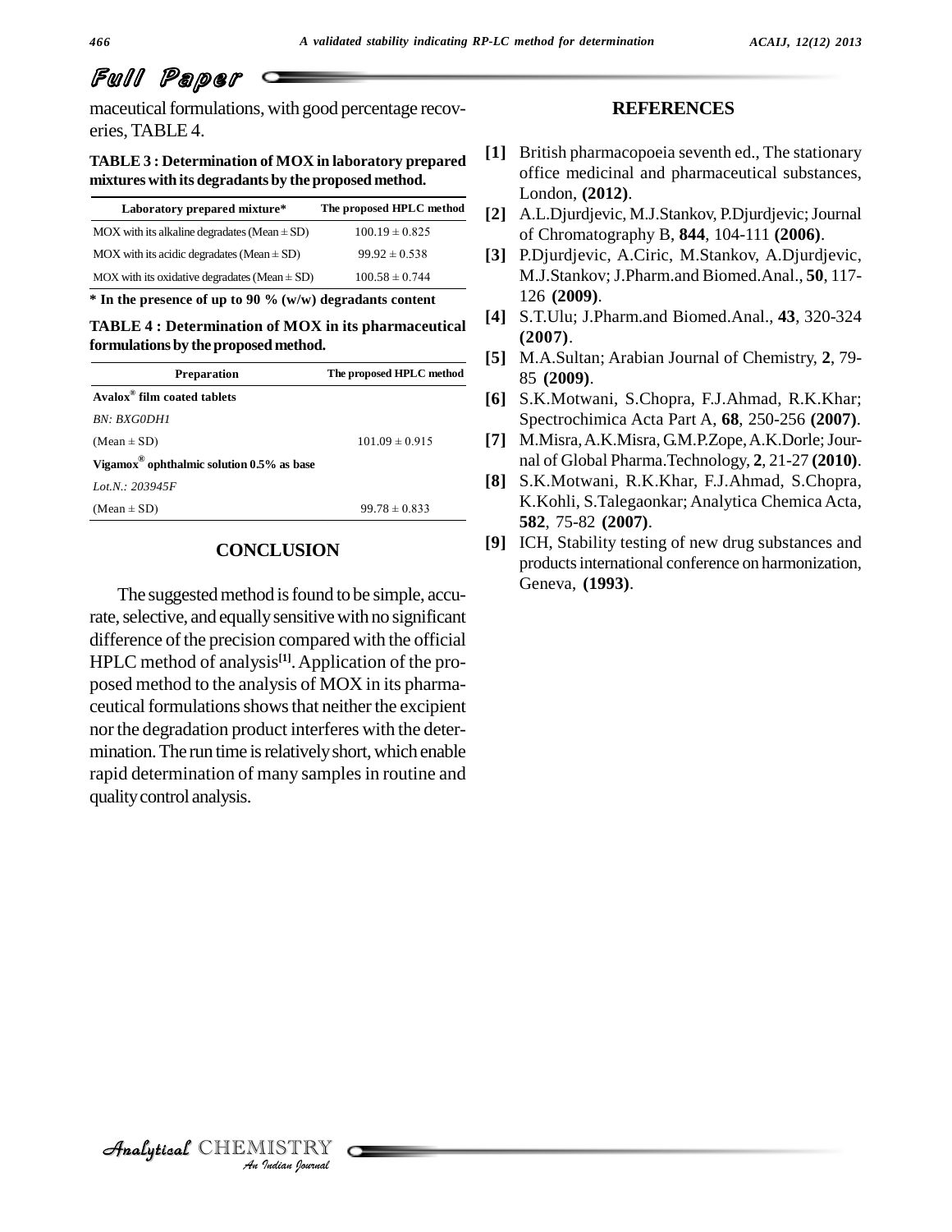maceutical formulations, with good percentage recoveries, TABLE 4.

**TABLE 3 : Determination of MOX in laboratory prepared mixtures with its degradants by the proposed method.**

| Laboratory prepared mixture* | The proposed HPLC method |
|---|---|
| MOX with its alkaline degradates (Mean ± SD) | 100.19 ± 0.825 |
| MOX with its acidic degradates (Mean ± SD) | 99.92 ± 0.538 |
| MOX with its oxidative degradates (Mean ± SD) | 100.58 ± 0.744 |

**\* In the presence of up to 90 % (w/w) degradants content**

**TABLE 4 : Determination of MOX in its pharmaceutical formulations by the proposed method.**

| Preparation | The proposed HPLC method |
|---|---|
| **Avalox® film coated tablets** | |
| *BN: BXG0DH1* | |
| (Mean ± SD) | 101.09 ± 0.915 |
| **Vigamox® ophthalmic solution 0.5% as base** | |
| *Lot.N.: 203945F* | |
| (Mean ± SD) | 99.78 ± 0.833 |

## CONCLUSION

The suggested method is found to be simple, accurate, selective, and equally sensitive with no significant difference of the precision compared with the official HPLC method of analysis[1]. Application of the proposed method to the analysis of MOX in its pharmaceutical formulations shows that neither the excipient nor the degradation product interferes with the determination. The run time is relatively short, which enable rapid determination of many samples in routine and quality control analysis.

## REFERENCES

**[1]** British pharmacopoeia seventh ed., The stationary office medicinal and pharmaceutical substances, London, **(2012)**.

**[2]** A.L.Djurdjevic, M.J.Stankov, P.Djurdjevic; Journal of Chromatography B, **844**, 104-111 **(2006)**.

**[3]** P.Djurdjevic, A.Ciric, M.Stankov, A.Djurdjevic, M.J.Stankov; J.Pharm.and Biomed.Anal., **50**, 117-126 **(2009)**.

**[4]** S.T.Ulu; J.Pharm.and Biomed.Anal., **43**, 320-324 **(2007)**.

**[5]** M.A.Sultan; Arabian Journal of Chemistry, **2**, 79-85 **(2009)**.

**[6]** S.K.Motwani, S.Chopra, F.J.Ahmad, R.K.Khar; Spectrochimica Acta Part A, **68**, 250-256 **(2007)**.

**[7]** M.Misra, A.K.Misra, G.M.P.Zope, A.K.Dorle; Journal of Global Pharma.Technology, **2**, 21-27 **(2010)**.

**[8]** S.K.Motwani, R.K.Khar, F.J.Ahmad, S.Chopra, K.Kohli, S.Talegaonkar; Analytica Chemica Acta, **582**, 75-82 **(2007)**.

**[9]** ICH, Stability testing of new drug substances and products international conference on harmonization, Geneva, **(1993)**.